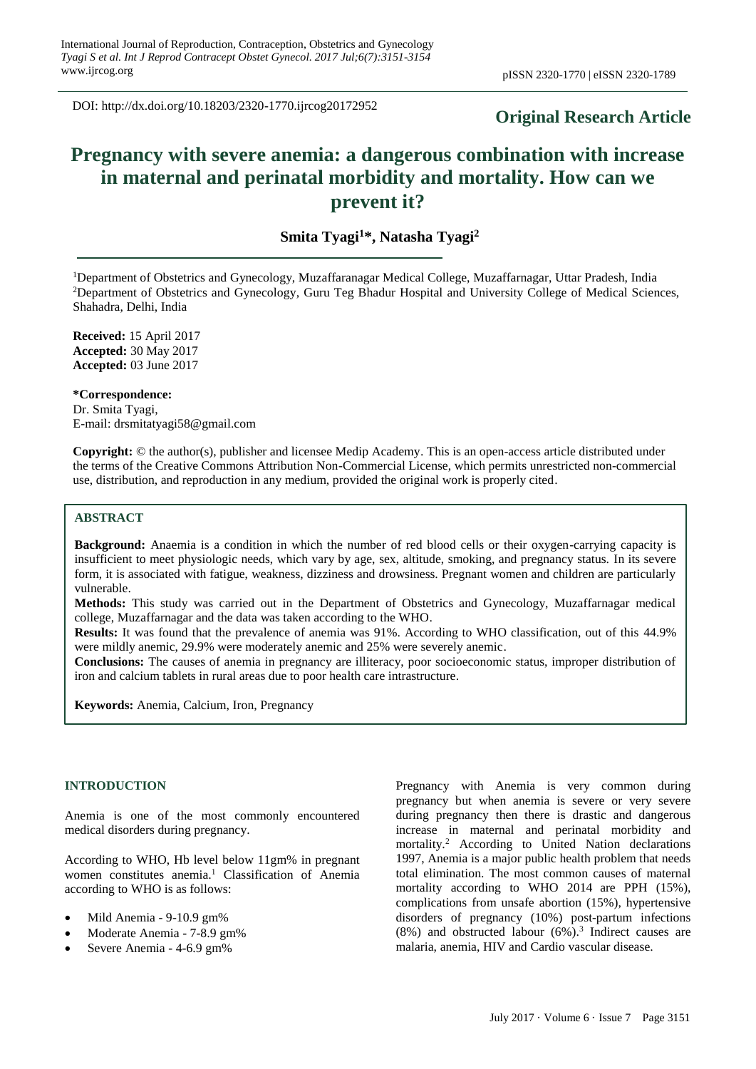DOI: http://dx.doi.org/10.18203/2320-1770.ijrcog20172952

**Original Research Article**

# Pregnancy with severe anemia: a dangerous combination with increase in maternal and perinatal morbidity and mortality. How can we prevent it?

**Smita Tyagi[1]*, Natasha Tyagi[2]**

[1]Department of Obstetrics and Gynecology, Muzaffaranagar Medical College, Muzaffarnagar, Uttar Pradesh, India
[2]Department of Obstetrics and Gynecology, Guru Teg Bhadur Hospital and University College of Medical Sciences, Shahadra, Delhi, India

**Received:** 15 April 2017
**Accepted:** 30 May 2017
**Accepted:** 03 June 2017

**\*Correspondence:**
Dr. Smita Tyagi,
E-mail: drsmitatyagi58@gmail.com

**Copyright:** © the author(s), publisher and licensee Medip Academy. This is an open-access article distributed under the terms of the Creative Commons Attribution Non-Commercial License, which permits unrestricted non-commercial use, distribution, and reproduction in any medium, provided the original work is properly cited.

## ABSTRACT

**Background:** Anaemia is a condition in which the number of red blood cells or their oxygen-carrying capacity is insufficient to meet physiologic needs, which vary by age, sex, altitude, smoking, and pregnancy status. In its severe form, it is associated with fatigue, weakness, dizziness and drowsiness. Pregnant women and children are particularly vulnerable.

**Methods:** This study was carried out in the Department of Obstetrics and Gynecology, Muzaffarnagar medical college, Muzaffarnagar and the data was taken according to the WHO.

**Results:** It was found that the prevalence of anemia was 91%. According to WHO classification, out of this 44.9% were mildly anemic, 29.9% were moderately anemic and 25% were severely anemic.

**Conclusions:** The causes of anemia in pregnancy are illiteracy, poor socioeconomic status, improper distribution of iron and calcium tablets in rural areas due to poor health care intrastructure.

**Keywords:** Anemia, Calcium, Iron, Pregnancy

## INTRODUCTION

Anemia is one of the most commonly encountered medical disorders during pregnancy.

According to WHO, Hb level below 11gm% in pregnant women constitutes anemia.[1] Classification of Anemia according to WHO is as follows:

- Mild Anemia - 9-10.9 gm%
- Moderate Anemia - 7-8.9 gm%
- Severe Anemia - 4-6.9 gm%

Pregnancy with Anemia is very common during pregnancy but when anemia is severe or very severe during pregnancy then there is drastic and dangerous increase in maternal and perinatal morbidity and mortality.[2] According to United Nation declarations 1997, Anemia is a major public health problem that needs total elimination. The most common causes of maternal mortality according to WHO 2014 are PPH (15%), complications from unsafe abortion (15%), hypertensive disorders of pregnancy (10%) post-partum infections (8%) and obstructed labour (6%).[3] Indirect causes are malaria, anemia, HIV and Cardio vascular disease.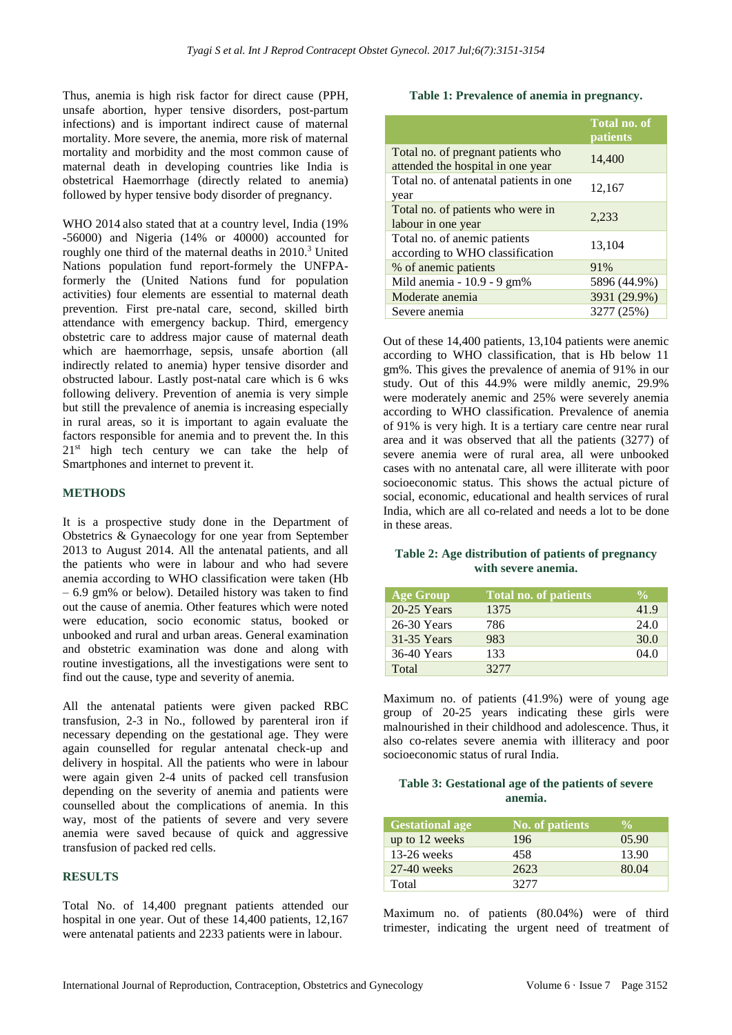Thus, anemia is high risk factor for direct cause (PPH, unsafe abortion, hyper tensive disorders, post-partum infections) and is important indirect cause of maternal mortality. More severe, the anemia, more risk of maternal mortality and morbidity and the most common cause of maternal death in developing countries like India is obstetrical Haemorrhage (directly related to anemia) followed by hyper tensive body disorder of pregnancy.

WHO 2014 also stated that at a country level, India (19% -56000) and Nigeria (14% or 40000) accounted for roughly one third of the maternal deaths in 2010.[3] United Nations population fund report-formely the UNFPA-formerly the (United Nations fund for population activities) four elements are essential to maternal death prevention. First pre-natal care, second, skilled birth attendance with emergency backup. Third, emergency obstetric care to address major cause of maternal death which are haemorrhage, sepsis, unsafe abortion (all indirectly related to anemia) hyper tensive disorder and obstructed labour. Lastly post-natal care which is 6 wks following delivery. Prevention of anemia is very simple but still the prevalence of anemia is increasing especially in rural areas, so it is important to again evaluate the factors responsible for anemia and to prevent the. In this 21st high tech century we can take the help of Smartphones and internet to prevent it.

## METHODS

It is a prospective study done in the Department of Obstetrics & Gynaecology for one year from September 2013 to August 2014. All the antenatal patients, and all the patients who were in labour and who had severe anemia according to WHO classification were taken (Hb – 6.9 gm% or below). Detailed history was taken to find out the cause of anemia. Other features which were noted were education, socio economic status, booked or unbooked and rural and urban areas. General examination and obstetric examination was done and along with routine investigations, all the investigations were sent to find out the cause, type and severity of anemia.

All the antenatal patients were given packed RBC transfusion, 2-3 in No., followed by parenteral iron if necessary depending on the gestational age. They were again counselled for regular antenatal check-up and delivery in hospital. All the patients who were in labour were again given 2-4 units of packed cell transfusion depending on the severity of anemia and patients were counselled about the complications of anemia. In this way, most of the patients of severe and very severe anemia were saved because of quick and aggressive transfusion of packed red cells.

## RESULTS

Total No. of 14,400 pregnant patients attended our hospital in one year. Out of these 14,400 patients, 12,167 were antenatal patients and 2233 patients were in labour.

**Table 1: Prevalence of anemia in pregnancy.**

| | Total no. of patients |
|---|---|
| Total no. of pregnant patients who attended the hospital in one year | 14,400 |
| Total no. of antenatal patients in one year | 12,167 |
| Total no. of patients who were in labour in one year | 2,233 |
| Total no. of anemic patients according to WHO classification | 13,104 |
| % of anemic patients | 91% |
| Mild anemia - 10.9 - 9 gm% | 5896 (44.9%) |
| Moderate anemia | 3931 (29.9%) |
| Severe anemia | 3277 (25%) |

Out of these 14,400 patients, 13,104 patients were anemic according to WHO classification, that is Hb below 11 gm%. This gives the prevalence of anemia of 91% in our study. Out of this 44.9% were mildly anemic, 29.9% were moderately anemic and 25% were severely anemia according to WHO classification. Prevalence of anemia of 91% is very high. It is a tertiary care centre near rural area and it was observed that all the patients (3277) of severe anemia were of rural area, all were unbooked cases with no antenatal care, all were illiterate with poor socioeconomic status. This shows the actual picture of social, economic, educational and health services of rural India, which are all co-related and needs a lot to be done in these areas.

**Table 2: Age distribution of patients of pregnancy with severe anemia.**

| Age Group | Total no. of patients | % |
|---|---|---|
| 20-25 Years | 1375 | 41.9 |
| 26-30 Years | 786 | 24.0 |
| 31-35 Years | 983 | 30.0 |
| 36-40 Years | 133 | 04.0 |
| Total | 3277 | |

Maximum no. of patients (41.9%) were of young age group of 20-25 years indicating these girls were malnourished in their childhood and adolescence. Thus, it also co-relates severe anemia with illiteracy and poor socioeconomic status of rural India.

**Table 3: Gestational age of the patients of severe anemia.**

| Gestational age | No. of patients | % |
|---|---|---|
| up to 12 weeks | 196 | 05.90 |
| 13-26 weeks | 458 | 13.90 |
| 27-40 weeks | 2623 | 80.04 |
| Total | 3277 | |

Maximum no. of patients (80.04%) were of third trimester, indicating the urgent need of treatment of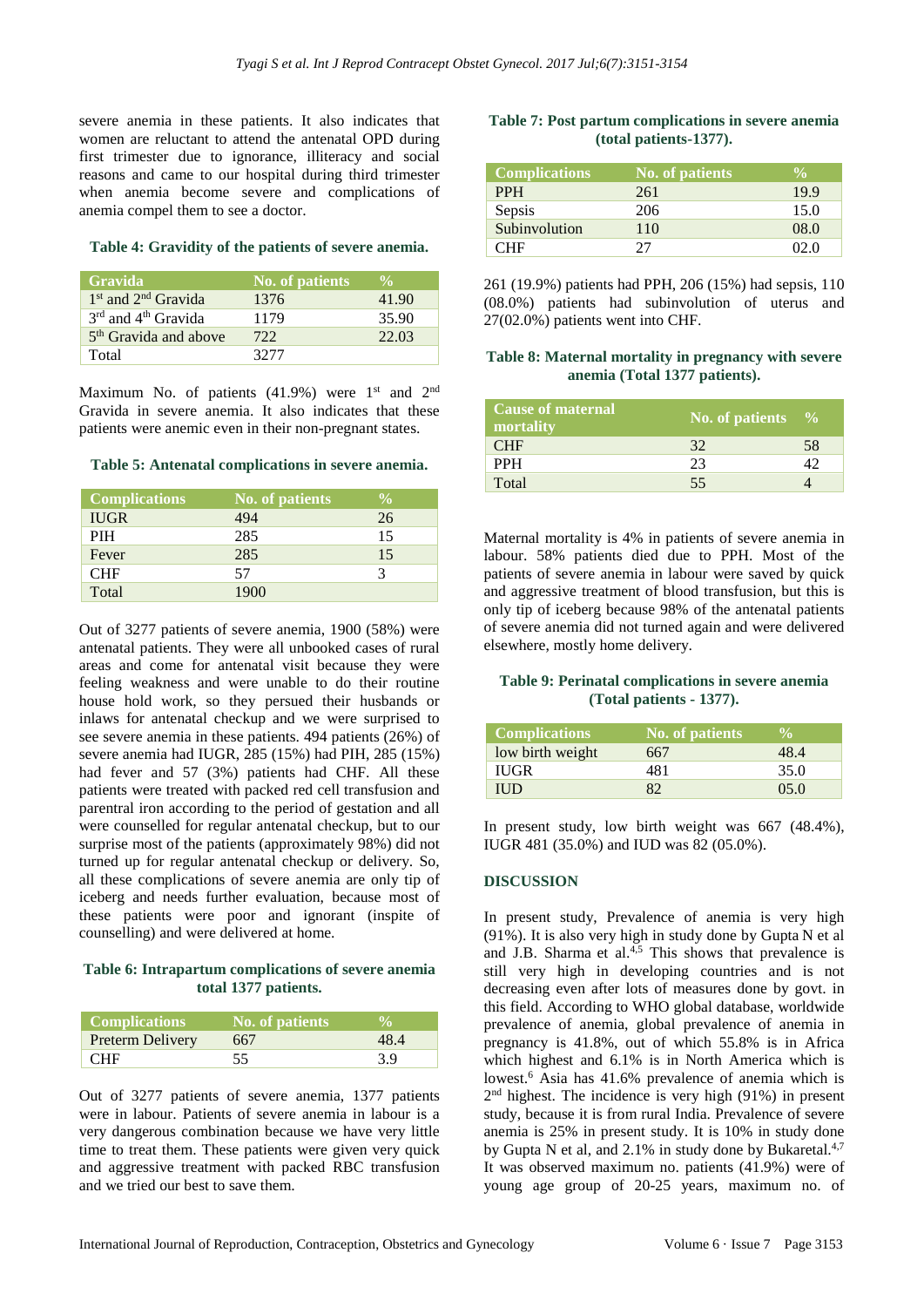severe anemia in these patients. It also indicates that women are reluctant to attend the antenatal OPD during first trimester due to ignorance, illiteracy and social reasons and came to our hospital during third trimester when anemia become severe and complications of anemia compel them to see a doctor.

**Table 4: Gravidity of the patients of severe anemia.**

| Gravida | No. of patients | % |
|---|---|---|
| 1st and 2nd Gravida | 1376 | 41.90 |
| 3rd and 4th Gravida | 1179 | 35.90 |
| 5th Gravida and above | 722 | 22.03 |
| Total | 3277 | |

Maximum No. of patients (41.9%) were 1st and 2nd Gravida in severe anemia. It also indicates that these patients were anemic even in their non-pregnant states.

**Table 5: Antenatal complications in severe anemia.**

| Complications | No. of patients | % |
|---|---|---|
| IUGR | 494 | 26 |
| PIH | 285 | 15 |
| Fever | 285 | 15 |
| CHF | 57 | 3 |
| Total | 1900 | |

Out of 3277 patients of severe anemia, 1900 (58%) were antenatal patients. They were all unbooked cases of rural areas and come for antenatal visit because they were feeling weakness and were unable to do their routine house hold work, so they persued their husbands or inlaws for antenatal checkup and we were surprised to see severe anemia in these patients. 494 patients (26%) of severe anemia had IUGR, 285 (15%) had PIH, 285 (15%) had fever and 57 (3%) patients had CHF. All these patients were treated with packed red cell transfusion and parentral iron according to the period of gestation and all were counselled for regular antenatal checkup, but to our surprise most of the patients (approximately 98%) did not turned up for regular antenatal checkup or delivery. So, all these complications of severe anemia are only tip of iceberg and needs further evaluation, because most of these patients were poor and ignorant (inspite of counselling) and were delivered at home.

**Table 6: Intrapartum complications of severe anemia total 1377 patients.**

| Complications | No. of patients | % |
|---|---|---|
| Preterm Delivery | 667 | 48.4 |
| CHF | 55 | 3.9 |

Out of 3277 patients of severe anemia, 1377 patients were in labour. Patients of severe anemia in labour is a very dangerous combination because we have very little time to treat them. These patients were given very quick and aggressive treatment with packed RBC transfusion and we tried our best to save them.

**Table 7: Post partum complications in severe anemia (total patients-1377).**

| Complications | No. of patients | % |
|---|---|---|
| PPH | 261 | 19.9 |
| Sepsis | 206 | 15.0 |
| Subinvolution | 110 | 08.0 |
| CHF | 27 | 02.0 |

261 (19.9%) patients had PPH, 206 (15%) had sepsis, 110 (08.0%) patients had subinvolution of uterus and 27(02.0%) patients went into CHF.

**Table 8: Maternal mortality in pregnancy with severe anemia (Total 1377 patients).**

| Cause of maternal mortality | No. of patients | % |
|---|---|---|
| CHF | 32 | 58 |
| PPH | 23 | 42 |
| Total | 55 | 4 |

Maternal mortality is 4% in patients of severe anemia in labour. 58% patients died due to PPH. Most of the patients of severe anemia in labour were saved by quick and aggressive treatment of blood transfusion, but this is only tip of iceberg because 98% of the antenatal patients of severe anemia did not turned again and were delivered elsewhere, mostly home delivery.

**Table 9: Perinatal complications in severe anemia (Total patients - 1377).**

| Complications | No. of patients | % |
|---|---|---|
| low birth weight | 667 | 48.4 |
| IUGR | 481 | 35.0 |
| IUD | 82 | 05.0 |

In present study, low birth weight was 667 (48.4%), IUGR 481 (35.0%) and IUD was 82 (05.0%).

## DISCUSSION

In present study, Prevalence of anemia is very high (91%). It is also very high in study done by Gupta N et al and J.B. Sharma et al.[4,5] This shows that prevalence is still very high in developing countries and is not decreasing even after lots of measures done by govt. in this field. According to WHO global database, worldwide prevalence of anemia, global prevalence of anemia in pregnancy is 41.8%, out of which 55.8% is in Africa which highest and 6.1% is in North America which is lowest.[6] Asia has 41.6% prevalence of anemia which is 2nd highest. The incidence is very high (91%) in present study, because it is from rural India. Prevalence of severe anemia is 25% in present study. It is 10% in study done by Gupta N et al, and 2.1% in study done by Bukaretal.[4,7] It was observed maximum no. patients (41.9%) were of young age group of 20-25 years, maximum no. of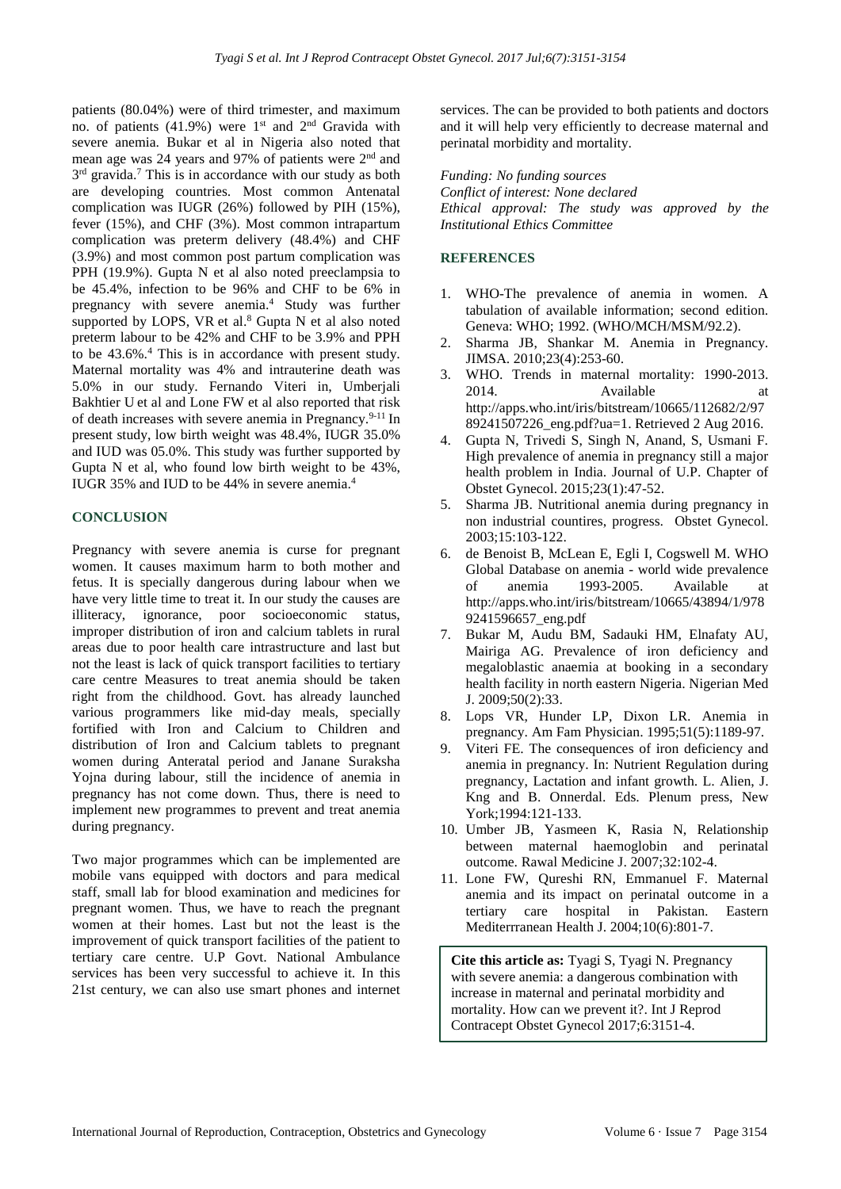patients (80.04%) were of third trimester, and maximum no. of patients (41.9%) were 1st and 2nd Gravida with severe anemia. Bukar et al in Nigeria also noted that mean age was 24 years and 97% of patients were 2nd and 3rd gravida.[7] This is in accordance with our study as both are developing countries. Most common Antenatal complication was IUGR (26%) followed by PIH (15%), fever (15%), and CHF (3%). Most common intrapartum complication was preterm delivery (48.4%) and CHF (3.9%) and most common post partum complication was PPH (19.9%). Gupta N et al also noted preeclampsia to be 45.4%, infection to be 96% and CHF to be 6% in pregnancy with severe anemia.[4] Study was further supported by LOPS, VR et al.[8] Gupta N et al also noted preterm labour to be 42% and CHF to be 3.9% and PPH to be 43.6%.[4] This is in accordance with present study. Maternal mortality was 4% and intrauterine death was 5.0% in our study. Fernando Viteri in, Umberjali Bakhtier U et al and Lone FW et al also reported that risk of death increases with severe anemia in Pregnancy.[9-11] In present study, low birth weight was 48.4%, IUGR 35.0% and IUD was 05.0%. This study was further supported by Gupta N et al, who found low birth weight to be 43%, IUGR 35% and IUD to be 44% in severe anemia.[4]

## CONCLUSION

Pregnancy with severe anemia is curse for pregnant women. It causes maximum harm to both mother and fetus. It is specially dangerous during labour when we have very little time to treat it. In our study the causes are illiteracy, ignorance, poor socioeconomic status, improper distribution of iron and calcium tablets in rural areas due to poor health care intrastructure and last but not the least is lack of quick transport facilities to tertiary care centre Measures to treat anemia should be taken right from the childhood. Govt. has already launched various programmers like mid-day meals, specially fortified with Iron and Calcium to Children and distribution of Iron and Calcium tablets to pregnant women during Anteratal period and Janane Suraksha Yojna during labour, still the incidence of anemia in pregnancy has not come down. Thus, there is need to implement new programmes to prevent and treat anemia during pregnancy.

Two major programmes which can be implemented are mobile vans equipped with doctors and para medical staff, small lab for blood examination and medicines for pregnant women. Thus, we have to reach the pregnant women at their homes. Last but not the least is the improvement of quick transport facilities of the patient to tertiary care centre. U.P Govt. National Ambulance services has been very successful to achieve it. In this 21st century, we can also use smart phones and internet services. The can be provided to both patients and doctors and it will help very efficiently to decrease maternal and perinatal morbidity and mortality.

*Funding: No funding sources*
*Conflict of interest: None declared*
*Ethical approval: The study was approved by the Institutional Ethics Committee*

## REFERENCES

1. WHO-The prevalence of anemia in women. A tabulation of available information; second edition. Geneva: WHO; 1992. (WHO/MCH/MSM/92.2).
2. Sharma JB, Shankar M. Anemia in Pregnancy. JIMSA. 2010;23(4):253-60.
3. WHO. Trends in maternal mortality: 1990-2013. 2014. Available at http://apps.who.int/iris/bitstream/10665/112682/2/9789241507226_eng.pdf?ua=1. Retrieved 2 Aug 2016.
4. Gupta N, Trivedi S, Singh N, Anand, S, Usmani F. High prevalence of anemia in pregnancy still a major health problem in India. Journal of U.P. Chapter of Obstet Gynecol. 2015;23(1):47-52.
5. Sharma JB. Nutritional anemia during pregnancy in non industrial countires, progress. Obstet Gynecol. 2003;15:103-122.
6. de Benoist B, McLean E, Egli I, Cogswell M. WHO Global Database on anemia - world wide prevalence of anemia 1993-2005. Available at http://apps.who.int/iris/bitstream/10665/43894/1/9789241596657_eng.pdf
7. Bukar M, Audu BM, Sadauki HM, Elnafaty AU, Mairiga AG. Prevalence of iron deficiency and megaloblastic anaemia at booking in a secondary health facility in north eastern Nigeria. Nigerian Med J. 2009;50(2):33.
8. Lops VR, Hunder LP, Dixon LR. Anemia in pregnancy. Am Fam Physician. 1995;51(5):1189-97.
9. Viteri FE. The consequences of iron deficiency and anemia in pregnancy. In: Nutrient Regulation during pregnancy, Lactation and infant growth. L. Alien, J. Kng and B. Onnerdal. Eds. Plenum press, New York;1994:121-133.
10. Umber JB, Yasmeen K, Rasia N, Relationship between maternal haemoglobin and perinatal outcome. Rawal Medicine J. 2007;32:102-4.
11. Lone FW, Qureshi RN, Emmanuel F. Maternal anemia and its impact on perinatal outcome in a tertiary care hospital in Pakistan. Eastern Mediterrranean Health J. 2004;10(6):801-7.

**Cite this article as:** Tyagi S, Tyagi N. Pregnancy with severe anemia: a dangerous combination with increase in maternal and perinatal morbidity and mortality. How can we prevent it?. Int J Reprod Contracept Obstet Gynecol 2017;6:3151-4.